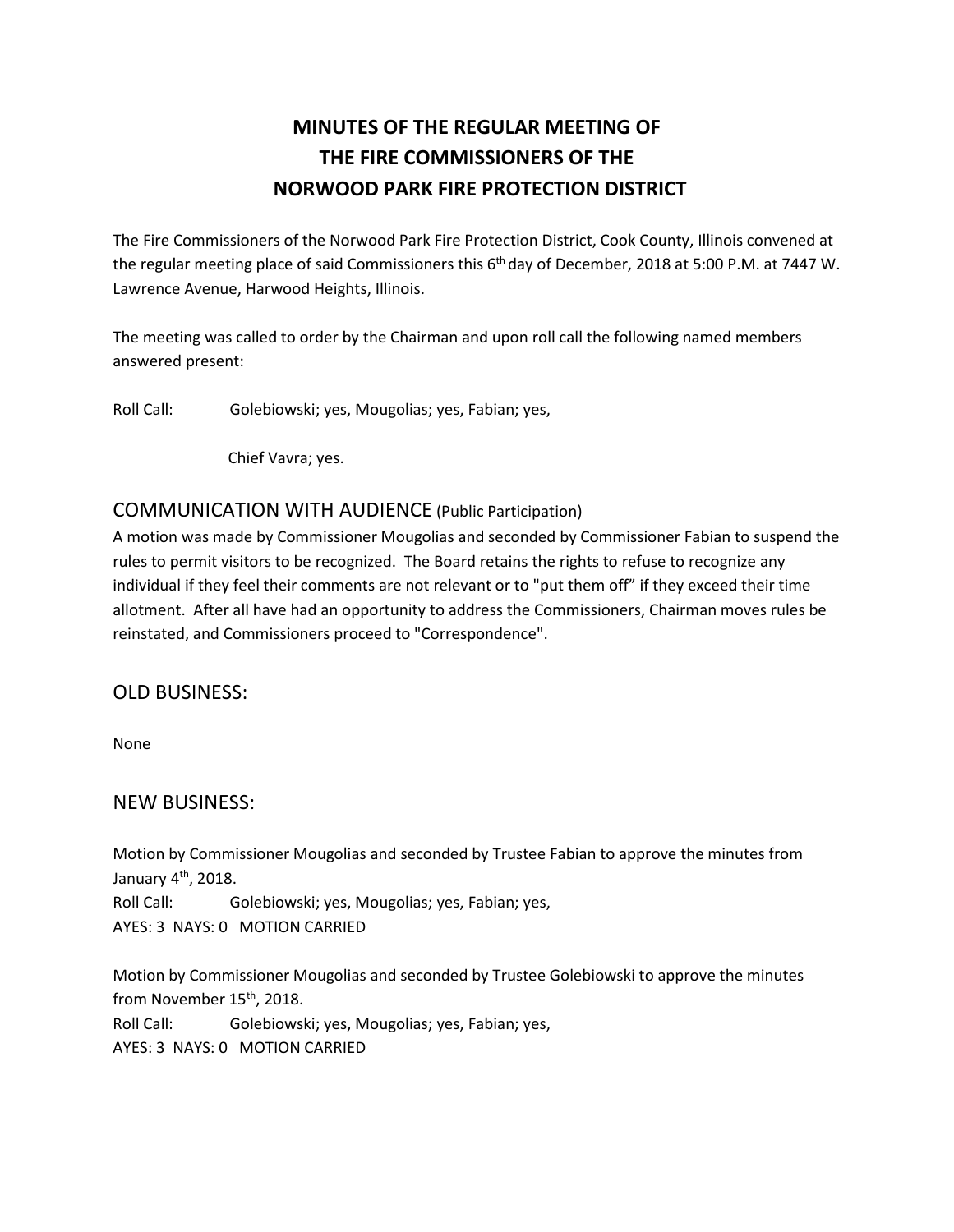# MINUTES OF THE REGULAR MEETING OF THE FIRE COMMISSIONERS OF THE NORWOOD PARK FIRE PROTECTION DISTRICT

The Fire Commissioners of the Norwood Park Fire Protection District, Cook County, Illinois convened at the regular meeting place of said Commissioners this 6th day of December, 2018 at 5:00 P.M. at 7447 W. Lawrence Avenue, Harwood Heights, Illinois.

The meeting was called to order by the Chairman and upon roll call the following named members answered present:

Roll Call: Golebiowski; yes, Mougolias; yes, Fabian; yes,

Chief Vavra; yes.

## COMMUNICATION WITH AUDIENCE (Public Participation)

A motion was made by Commissioner Mougolias and seconded by Commissioner Fabian to suspend the rules to permit visitors to be recognized. The Board retains the rights to refuse to recognize any individual if they feel their comments are not relevant or to "put them off" if they exceed their time allotment. After all have had an opportunity to address the Commissioners, Chairman moves rules be reinstated, and Commissioners proceed to "Correspondence".

## OLD BUSINESS:

None

## NEW BUSINESS:

Motion by Commissioner Mougolias and seconded by Trustee Fabian to approve the minutes from January 4th, 2018.
Roll Call: Golebiowski; yes, Mougolias; yes, Fabian; yes,
AYES: 3 NAYS: 0 MOTION CARRIED

Motion by Commissioner Mougolias and seconded by Trustee Golebiowski to approve the minutes from November 15th, 2018.
Roll Call: Golebiowski; yes, Mougolias; yes, Fabian; yes,
AYES: 3 NAYS: 0 MOTION CARRIED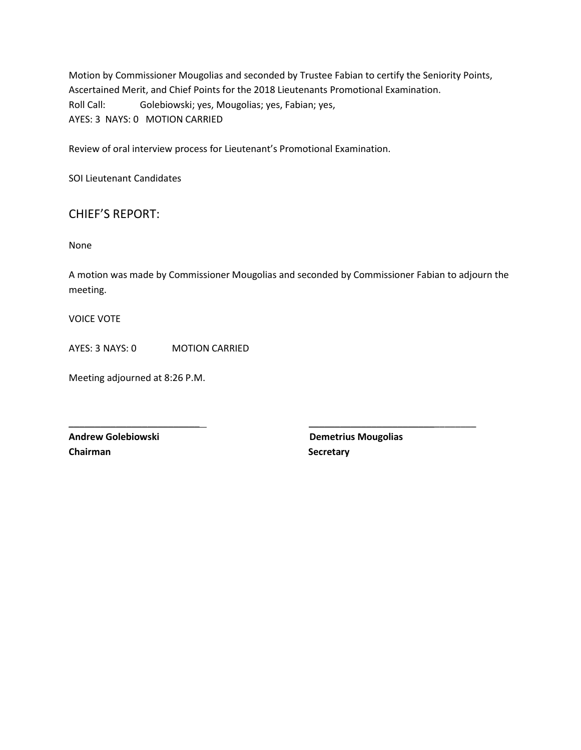Motion by Commissioner Mougolias and seconded by Trustee Fabian to certify the Seniority Points, Ascertained Merit, and Chief Points for the 2018 Lieutenants Promotional Examination.
Roll Call: Golebiowski; yes, Mougolias; yes, Fabian; yes,
AYES: 3 NAYS: 0 MOTION CARRIED

Review of oral interview process for Lieutenant's Promotional Examination.

SOI Lieutenant Candidates

## CHIEF'S REPORT:

None

A motion was made by Commissioner Mougolias and seconded by Commissioner Fabian to adjourn the meeting.

VOICE VOTE

AYES: 3 NAYS: 0 MOTION CARRIED

Meeting adjourned at 8:26 P.M.

___________________________ ___________________________

**Andrew Golebiowski** **Demetrius Mougolias**
**Chairman** **Secretary**